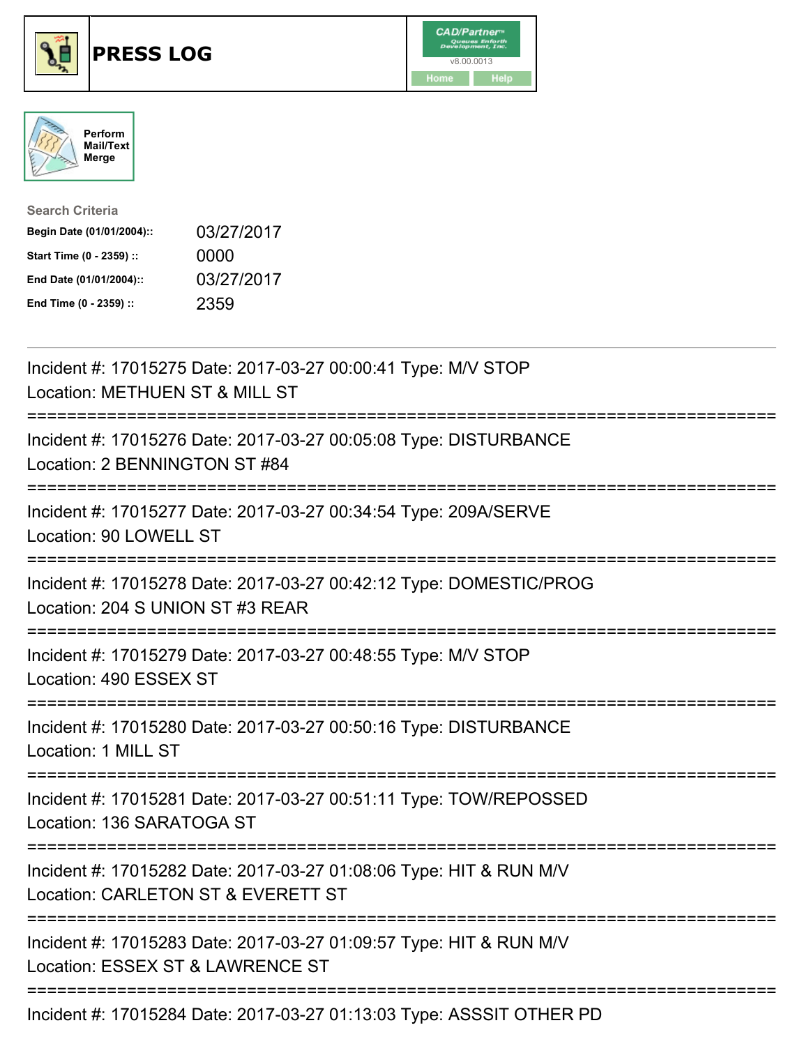# PRESS LOG

CAD/Partner™ Queues Enforth Development, Inc. v8.00.0013

Home | Help

Perform Mail/Text Merge

**Search Criteria**

| | |
|---|---|
| **Begin Date (01/01/2004)::** | 03/27/2017 |
| **Start Time (0 - 2359) ::** | 0000 |
| **End Date (01/01/2004)::** | 03/27/2017 |
| **End Time (0 - 2359) ::** | 2359 |

---

Incident #: 17015275 Date: 2017-03-27 00:00:41 Type: M/V STOP
Location: METHUEN ST & MILL ST

===========================================================================

Incident #: 17015276 Date: 2017-03-27 00:05:08 Type: DISTURBANCE
Location: 2 BENNINGTON ST #84

===========================================================================

Incident #: 17015277 Date: 2017-03-27 00:34:54 Type: 209A/SERVE
Location: 90 LOWELL ST

===========================================================================

Incident #: 17015278 Date: 2017-03-27 00:42:12 Type: DOMESTIC/PROG
Location: 204 S UNION ST #3 REAR

===========================================================================

Incident #: 17015279 Date: 2017-03-27 00:48:55 Type: M/V STOP
Location: 490 ESSEX ST

===========================================================================

Incident #: 17015280 Date: 2017-03-27 00:50:16 Type: DISTURBANCE
Location: 1 MILL ST

===========================================================================

Incident #: 17015281 Date: 2017-03-27 00:51:11 Type: TOW/REPOSSED
Location: 136 SARATOGA ST

===========================================================================

Incident #: 17015282 Date: 2017-03-27 01:08:06 Type: HIT & RUN M/V
Location: CARLETON ST & EVERETT ST

===========================================================================

Incident #: 17015283 Date: 2017-03-27 01:09:57 Type: HIT & RUN M/V
Location: ESSEX ST & LAWRENCE ST

===========================================================================

Incident #: 17015284 Date: 2017-03-27 01:13:03 Type: ASSSIT OTHER PD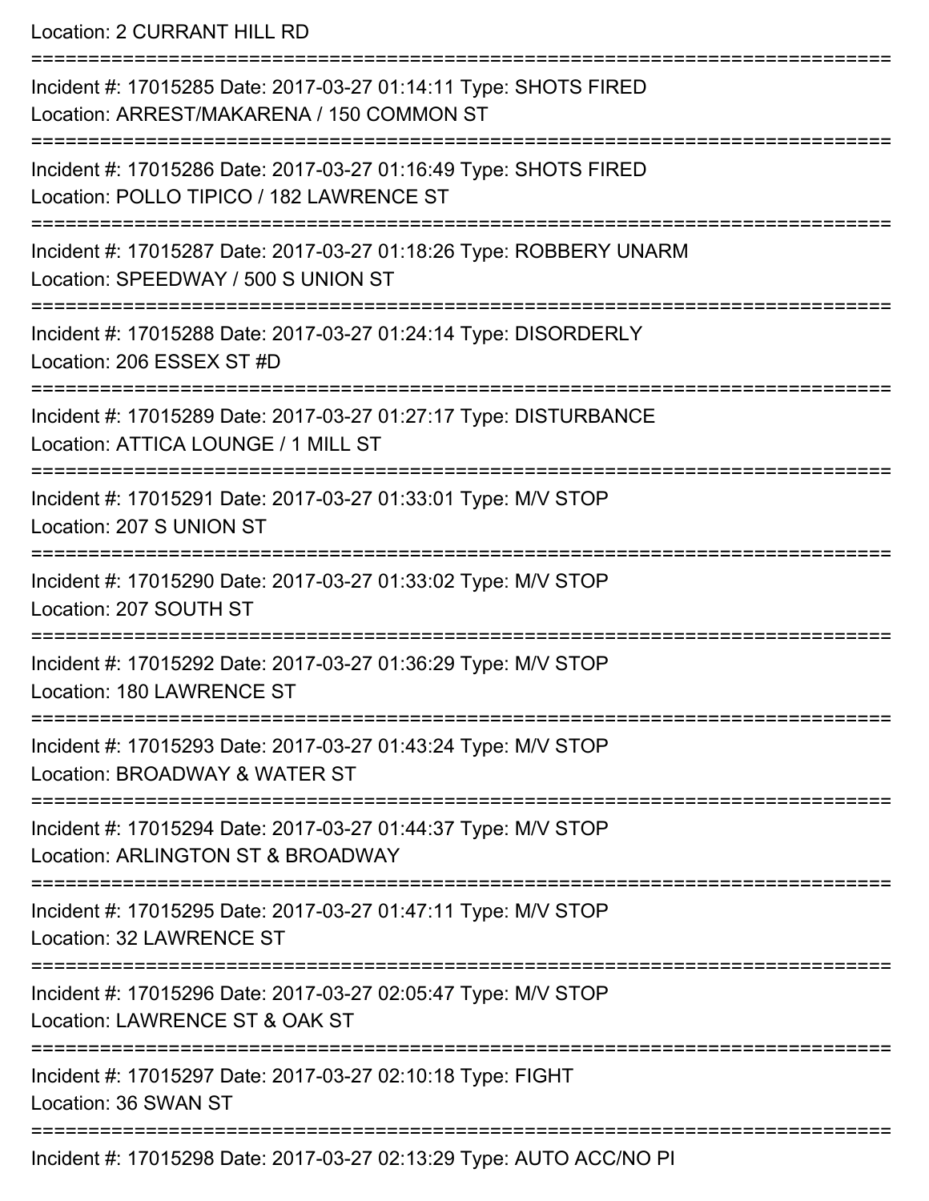Location: 2 CURRANT HILL RD

===========================================================================

Incident #: 17015285 Date: 2017-03-27 01:14:11 Type: SHOTS FIRED
Location: ARREST/MAKARENA / 150 COMMON ST

===========================================================================

Incident #: 17015286 Date: 2017-03-27 01:16:49 Type: SHOTS FIRED
Location: POLLO TIPICO / 182 LAWRENCE ST

===========================================================================

Incident #: 17015287 Date: 2017-03-27 01:18:26 Type: ROBBERY UNARM
Location: SPEEDWAY / 500 S UNION ST

===========================================================================

Incident #: 17015288 Date: 2017-03-27 01:24:14 Type: DISORDERLY
Location: 206 ESSEX ST #D

===========================================================================

Incident #: 17015289 Date: 2017-03-27 01:27:17 Type: DISTURBANCE
Location: ATTICA LOUNGE / 1 MILL ST

===========================================================================

Incident #: 17015291 Date: 2017-03-27 01:33:01 Type: M/V STOP
Location: 207 S UNION ST

===========================================================================

Incident #: 17015290 Date: 2017-03-27 01:33:02 Type: M/V STOP
Location: 207 SOUTH ST

===========================================================================

Incident #: 17015292 Date: 2017-03-27 01:36:29 Type: M/V STOP
Location: 180 LAWRENCE ST

===========================================================================

Incident #: 17015293 Date: 2017-03-27 01:43:24 Type: M/V STOP
Location: BROADWAY & WATER ST

===========================================================================

Incident #: 17015294 Date: 2017-03-27 01:44:37 Type: M/V STOP
Location: ARLINGTON ST & BROADWAY

===========================================================================

Incident #: 17015295 Date: 2017-03-27 01:47:11 Type: M/V STOP
Location: 32 LAWRENCE ST

===========================================================================

Incident #: 17015296 Date: 2017-03-27 02:05:47 Type: M/V STOP
Location: LAWRENCE ST & OAK ST

===========================================================================

Incident #: 17015297 Date: 2017-03-27 02:10:18 Type: FIGHT
Location: 36 SWAN ST

===========================================================================

Incident #: 17015298 Date: 2017-03-27 02:13:29 Type: AUTO ACC/NO PI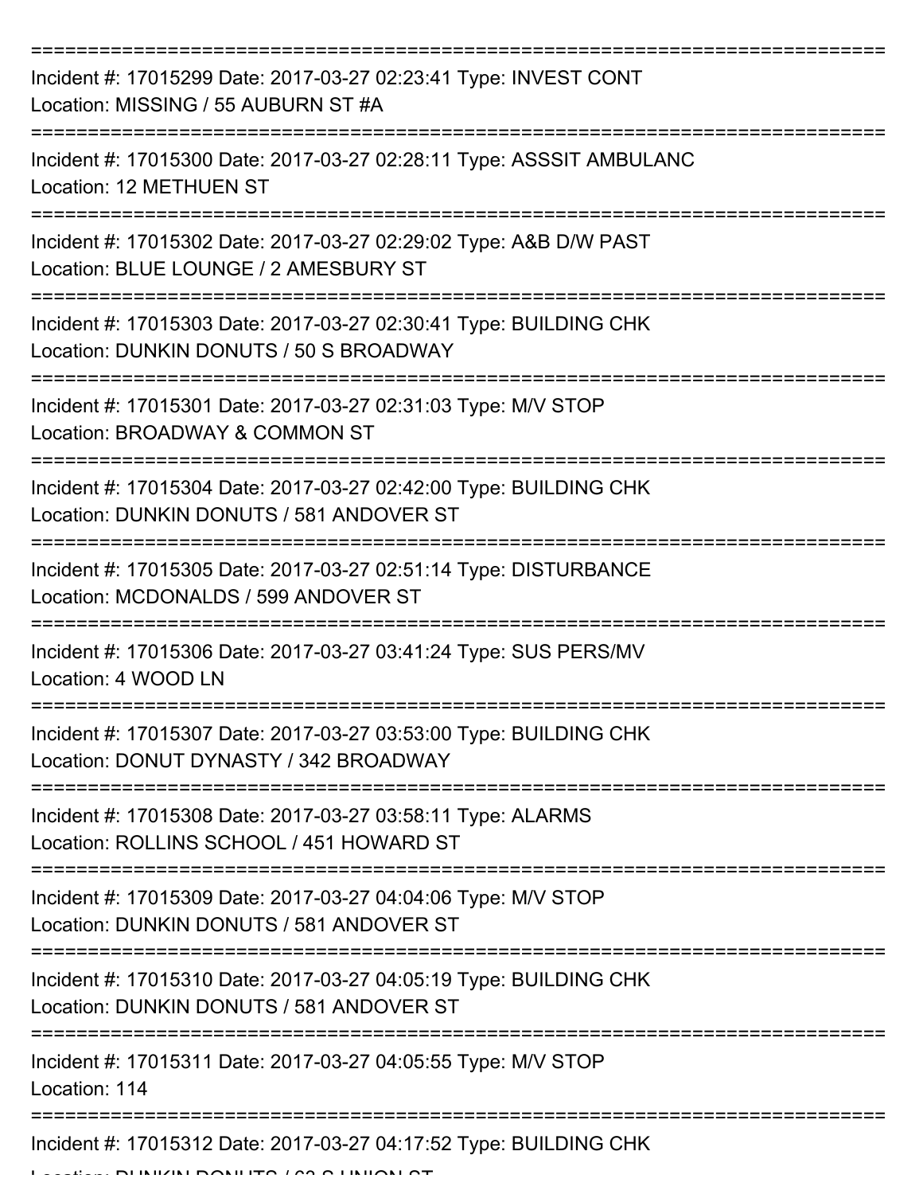===========================================================================

Incident #: 17015299 Date: 2017-03-27 02:23:41 Type: INVEST CONT
Location: MISSING / 55 AUBURN ST #A

===========================================================================

Incident #: 17015300 Date: 2017-03-27 02:28:11 Type: ASSSIT AMBULANC
Location: 12 METHUEN ST

===========================================================================

Incident #: 17015302 Date: 2017-03-27 02:29:02 Type: A&B D/W PAST
Location: BLUE LOUNGE / 2 AMESBURY ST

===========================================================================

Incident #: 17015303 Date: 2017-03-27 02:30:41 Type: BUILDING CHK
Location: DUNKIN DONUTS / 50 S BROADWAY

===========================================================================

Incident #: 17015301 Date: 2017-03-27 02:31:03 Type: M/V STOP
Location: BROADWAY & COMMON ST

===========================================================================

Incident #: 17015304 Date: 2017-03-27 02:42:00 Type: BUILDING CHK
Location: DUNKIN DONUTS / 581 ANDOVER ST

===========================================================================

Incident #: 17015305 Date: 2017-03-27 02:51:14 Type: DISTURBANCE
Location: MCDONALDS / 599 ANDOVER ST

===========================================================================

Incident #: 17015306 Date: 2017-03-27 03:41:24 Type: SUS PERS/MV
Location: 4 WOOD LN

===========================================================================

Incident #: 17015307 Date: 2017-03-27 03:53:00 Type: BUILDING CHK
Location: DONUT DYNASTY / 342 BROADWAY

===========================================================================

Incident #: 17015308 Date: 2017-03-27 03:58:11 Type: ALARMS
Location: ROLLINS SCHOOL / 451 HOWARD ST

===========================================================================

Incident #: 17015309 Date: 2017-03-27 04:04:06 Type: M/V STOP
Location: DUNKIN DONUTS / 581 ANDOVER ST

===========================================================================

Incident #: 17015310 Date: 2017-03-27 04:05:19 Type: BUILDING CHK
Location: DUNKIN DONUTS / 581 ANDOVER ST

===========================================================================

Incident #: 17015311 Date: 2017-03-27 04:05:55 Type: M/V STOP
Location: 114

===========================================================================

Incident #: 17015312 Date: 2017-03-27 04:17:52 Type: BUILDING CHK
Location: DUNKIN DONUTS / 63 S UNION ST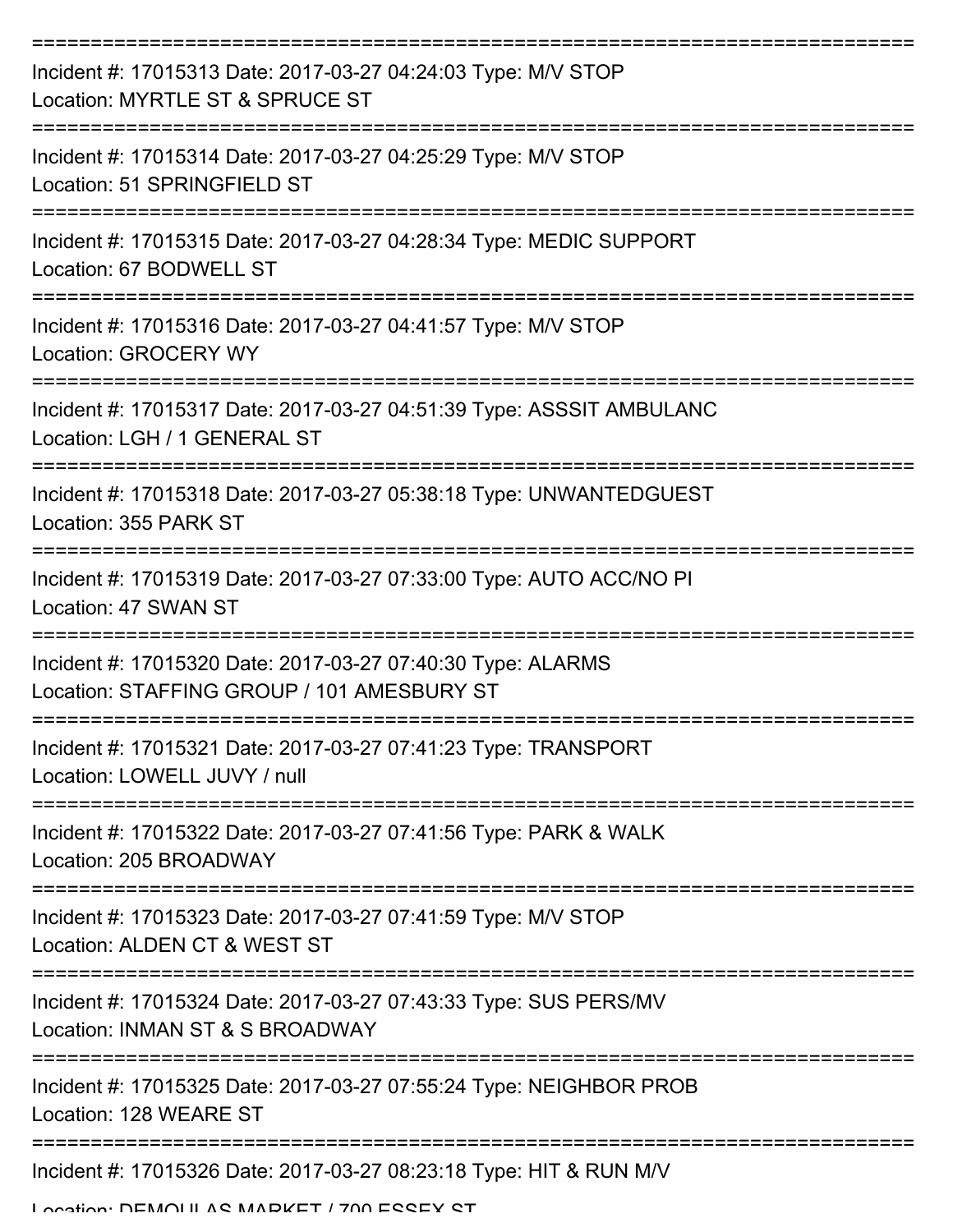===========================================================================
Incident #: 17015313 Date: 2017-03-27 04:24:03 Type: M/V STOP
Location: MYRTLE ST & SPRUCE ST
===========================================================================
Incident #: 17015314 Date: 2017-03-27 04:25:29 Type: M/V STOP
Location: 51 SPRINGFIELD ST
===========================================================================
Incident #: 17015315 Date: 2017-03-27 04:28:34 Type: MEDIC SUPPORT
Location: 67 BODWELL ST
===========================================================================
Incident #: 17015316 Date: 2017-03-27 04:41:57 Type: M/V STOP
Location: GROCERY WY
===========================================================================
Incident #: 17015317 Date: 2017-03-27 04:51:39 Type: ASSSIT AMBULANC
Location: LGH / 1 GENERAL ST
===========================================================================
Incident #: 17015318 Date: 2017-03-27 05:38:18 Type: UNWANTEDGUEST
Location: 355 PARK ST
===========================================================================
Incident #: 17015319 Date: 2017-03-27 07:33:00 Type: AUTO ACC/NO PI
Location: 47 SWAN ST
===========================================================================
Incident #: 17015320 Date: 2017-03-27 07:40:30 Type: ALARMS
Location: STAFFING GROUP / 101 AMESBURY ST
===========================================================================
Incident #: 17015321 Date: 2017-03-27 07:41:23 Type: TRANSPORT
Location: LOWELL JUVY / null
===========================================================================
Incident #: 17015322 Date: 2017-03-27 07:41:56 Type: PARK & WALK
Location: 205 BROADWAY
===========================================================================
Incident #: 17015323 Date: 2017-03-27 07:41:59 Type: M/V STOP
Location: ALDEN CT & WEST ST
===========================================================================
Incident #: 17015324 Date: 2017-03-27 07:43:33 Type: SUS PERS/MV
Location: INMAN ST & S BROADWAY
===========================================================================
Incident #: 17015325 Date: 2017-03-27 07:55:24 Type: NEIGHBOR PROB
Location: 128 WEARE ST
===========================================================================
Incident #: 17015326 Date: 2017-03-27 08:23:18 Type: HIT & RUN M/V
Location: DEMOULAS MARKET / 700 ESSEX ST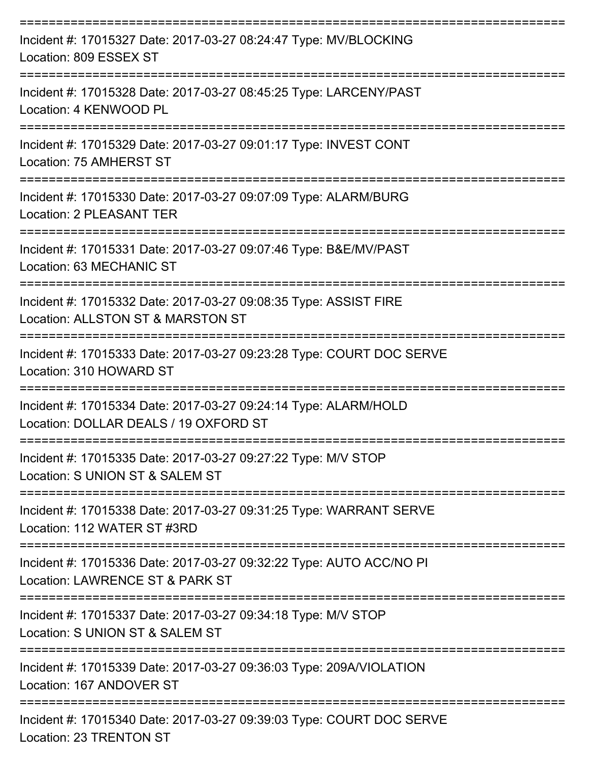===========================================================================
Incident #: 17015327 Date: 2017-03-27 08:24:47 Type: MV/BLOCKING
Location: 809 ESSEX ST
===========================================================================
Incident #: 17015328 Date: 2017-03-27 08:45:25 Type: LARCENY/PAST
Location: 4 KENWOOD PL
===========================================================================
Incident #: 17015329 Date: 2017-03-27 09:01:17 Type: INVEST CONT
Location: 75 AMHERST ST
===========================================================================
Incident #: 17015330 Date: 2017-03-27 09:07:09 Type: ALARM/BURG
Location: 2 PLEASANT TER
===========================================================================
Incident #: 17015331 Date: 2017-03-27 09:07:46 Type: B&E/MV/PAST
Location: 63 MECHANIC ST
===========================================================================
Incident #: 17015332 Date: 2017-03-27 09:08:35 Type: ASSIST FIRE
Location: ALLSTON ST & MARSTON ST
===========================================================================
Incident #: 17015333 Date: 2017-03-27 09:23:28 Type: COURT DOC SERVE
Location: 310 HOWARD ST
===========================================================================
Incident #: 17015334 Date: 2017-03-27 09:24:14 Type: ALARM/HOLD
Location: DOLLAR DEALS / 19 OXFORD ST
===========================================================================
Incident #: 17015335 Date: 2017-03-27 09:27:22 Type: M/V STOP
Location: S UNION ST & SALEM ST
===========================================================================
Incident #: 17015338 Date: 2017-03-27 09:31:25 Type: WARRANT SERVE
Location: 112 WATER ST #3RD
===========================================================================
Incident #: 17015336 Date: 2017-03-27 09:32:22 Type: AUTO ACC/NO PI
Location: LAWRENCE ST & PARK ST
===========================================================================
Incident #: 17015337 Date: 2017-03-27 09:34:18 Type: M/V STOP
Location: S UNION ST & SALEM ST
===========================================================================
Incident #: 17015339 Date: 2017-03-27 09:36:03 Type: 209A/VIOLATION
Location: 167 ANDOVER ST
===========================================================================
Incident #: 17015340 Date: 2017-03-27 09:39:03 Type: COURT DOC SERVE
Location: 23 TRENTON ST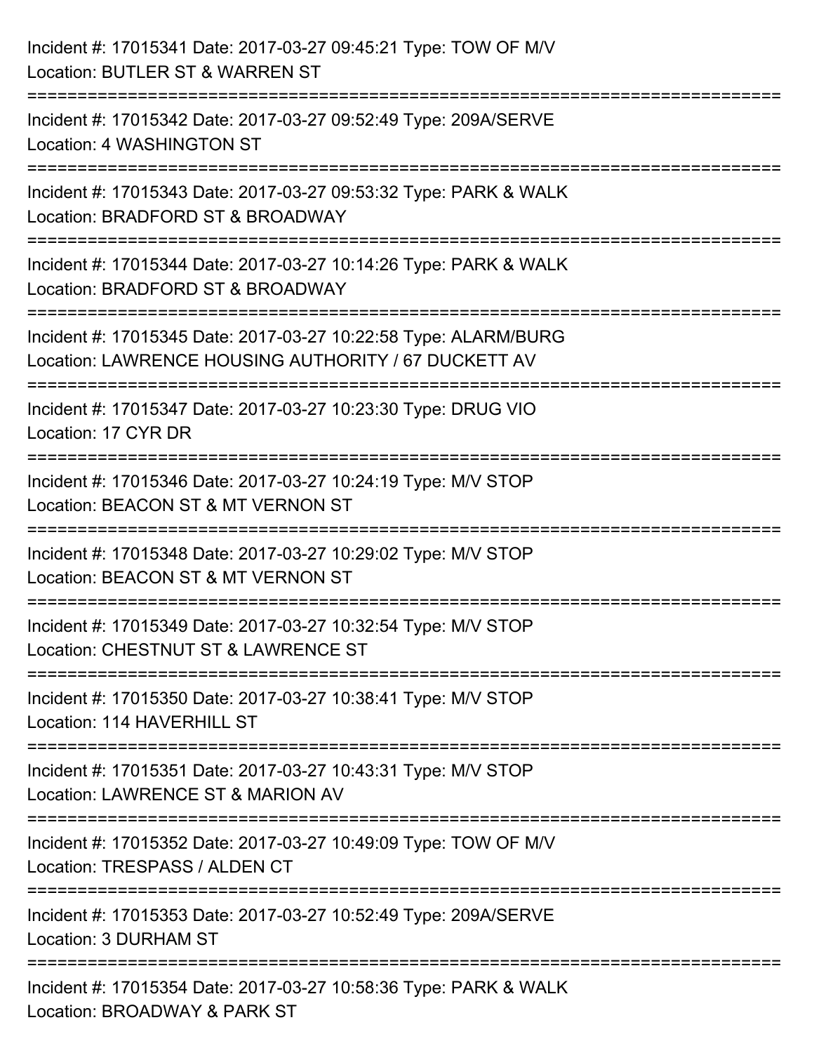Incident #: 17015341 Date: 2017-03-27 09:45:21 Type: TOW OF M/V
Location: BUTLER ST & WARREN ST

===========================================================================

Incident #: 17015342 Date: 2017-03-27 09:52:49 Type: 209A/SERVE
Location: 4 WASHINGTON ST

===========================================================================

Incident #: 17015343 Date: 2017-03-27 09:53:32 Type: PARK & WALK
Location: BRADFORD ST & BROADWAY

===========================================================================

Incident #: 17015344 Date: 2017-03-27 10:14:26 Type: PARK & WALK
Location: BRADFORD ST & BROADWAY

===========================================================================

Incident #: 17015345 Date: 2017-03-27 10:22:58 Type: ALARM/BURG
Location: LAWRENCE HOUSING AUTHORITY / 67 DUCKETT AV

===========================================================================

Incident #: 17015347 Date: 2017-03-27 10:23:30 Type: DRUG VIO
Location: 17 CYR DR

===========================================================================

Incident #: 17015346 Date: 2017-03-27 10:24:19 Type: M/V STOP
Location: BEACON ST & MT VERNON ST

===========================================================================

Incident #: 17015348 Date: 2017-03-27 10:29:02 Type: M/V STOP
Location: BEACON ST & MT VERNON ST

===========================================================================

Incident #: 17015349 Date: 2017-03-27 10:32:54 Type: M/V STOP
Location: CHESTNUT ST & LAWRENCE ST

===========================================================================

Incident #: 17015350 Date: 2017-03-27 10:38:41 Type: M/V STOP
Location: 114 HAVERHILL ST

===========================================================================

Incident #: 17015351 Date: 2017-03-27 10:43:31 Type: M/V STOP
Location: LAWRENCE ST & MARION AV

===========================================================================

Incident #: 17015352 Date: 2017-03-27 10:49:09 Type: TOW OF M/V
Location: TRESPASS / ALDEN CT

===========================================================================

Incident #: 17015353 Date: 2017-03-27 10:52:49 Type: 209A/SERVE
Location: 3 DURHAM ST

===========================================================================

Incident #: 17015354 Date: 2017-03-27 10:58:36 Type: PARK & WALK
Location: BROADWAY & PARK ST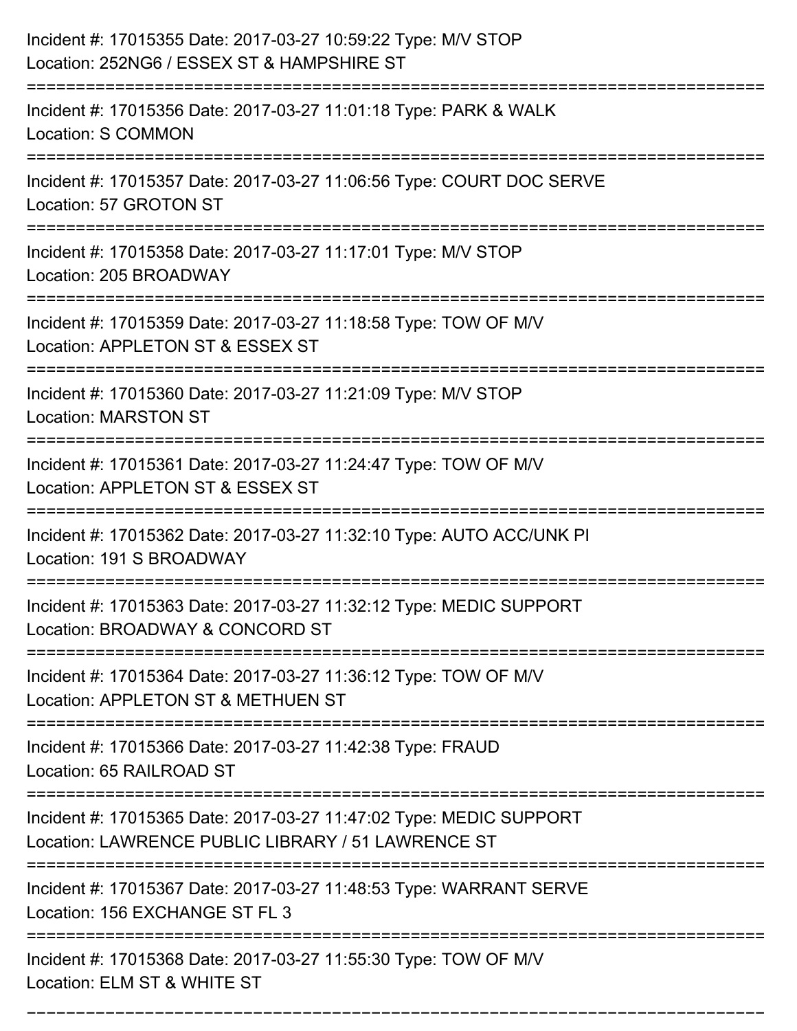Incident #: 17015355 Date: 2017-03-27 10:59:22 Type: M/V STOP
Location: 252NG6 / ESSEX ST & HAMPSHIRE ST

===========================================================================

Incident #: 17015356 Date: 2017-03-27 11:01:18 Type: PARK & WALK
Location: S COMMON

===========================================================================

Incident #: 17015357 Date: 2017-03-27 11:06:56 Type: COURT DOC SERVE
Location: 57 GROTON ST

===========================================================================

Incident #: 17015358 Date: 2017-03-27 11:17:01 Type: M/V STOP
Location: 205 BROADWAY

===========================================================================

Incident #: 17015359 Date: 2017-03-27 11:18:58 Type: TOW OF M/V
Location: APPLETON ST & ESSEX ST

===========================================================================

Incident #: 17015360 Date: 2017-03-27 11:21:09 Type: M/V STOP
Location: MARSTON ST

===========================================================================

Incident #: 17015361 Date: 2017-03-27 11:24:47 Type: TOW OF M/V
Location: APPLETON ST & ESSEX ST

===========================================================================

Incident #: 17015362 Date: 2017-03-27 11:32:10 Type: AUTO ACC/UNK PI
Location: 191 S BROADWAY

===========================================================================

Incident #: 17015363 Date: 2017-03-27 11:32:12 Type: MEDIC SUPPORT
Location: BROADWAY & CONCORD ST

===========================================================================

Incident #: 17015364 Date: 2017-03-27 11:36:12 Type: TOW OF M/V
Location: APPLETON ST & METHUEN ST

===========================================================================

Incident #: 17015366 Date: 2017-03-27 11:42:38 Type: FRAUD
Location: 65 RAILROAD ST

===========================================================================

Incident #: 17015365 Date: 2017-03-27 11:47:02 Type: MEDIC SUPPORT
Location: LAWRENCE PUBLIC LIBRARY / 51 LAWRENCE ST

===========================================================================

Incident #: 17015367 Date: 2017-03-27 11:48:53 Type: WARRANT SERVE
Location: 156 EXCHANGE ST FL 3

===========================================================================

Incident #: 17015368 Date: 2017-03-27 11:55:30 Type: TOW OF M/V
Location: ELM ST & WHITE ST

===========================================================================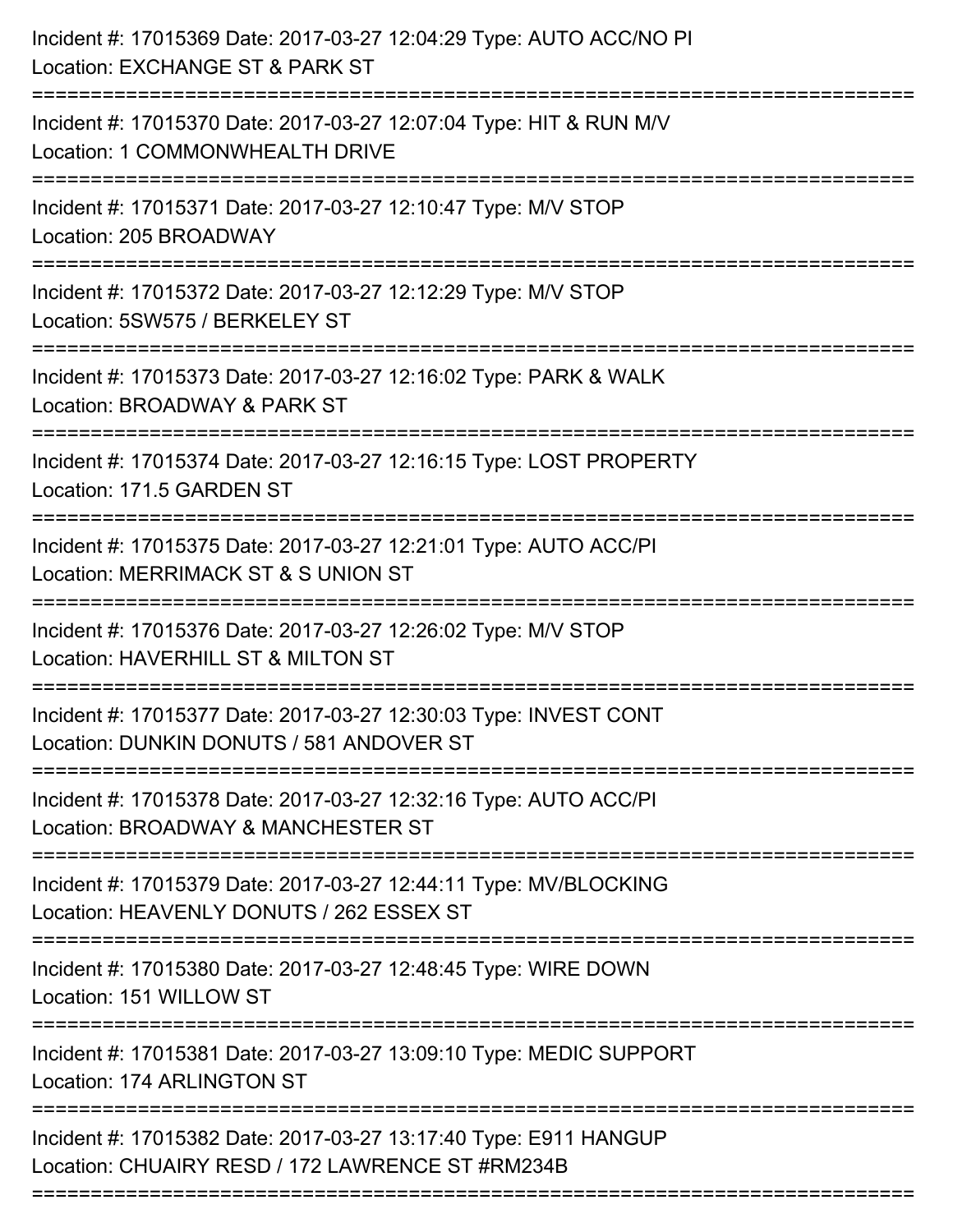Incident #: 17015369 Date: 2017-03-27 12:04:29 Type: AUTO ACC/NO PI
Location: EXCHANGE ST & PARK ST

===========================================================================

Incident #: 17015370 Date: 2017-03-27 12:07:04 Type: HIT & RUN M/V
Location: 1 COMMONWHEALTH DRIVE

===========================================================================

Incident #: 17015371 Date: 2017-03-27 12:10:47 Type: M/V STOP
Location: 205 BROADWAY

===========================================================================

Incident #: 17015372 Date: 2017-03-27 12:12:29 Type: M/V STOP
Location: 5SW575 / BERKELEY ST

===========================================================================

Incident #: 17015373 Date: 2017-03-27 12:16:02 Type: PARK & WALK
Location: BROADWAY & PARK ST

===========================================================================

Incident #: 17015374 Date: 2017-03-27 12:16:15 Type: LOST PROPERTY
Location: 171.5 GARDEN ST

===========================================================================

Incident #: 17015375 Date: 2017-03-27 12:21:01 Type: AUTO ACC/PI
Location: MERRIMACK ST & S UNION ST

===========================================================================

Incident #: 17015376 Date: 2017-03-27 12:26:02 Type: M/V STOP
Location: HAVERHILL ST & MILTON ST

===========================================================================

Incident #: 17015377 Date: 2017-03-27 12:30:03 Type: INVEST CONT
Location: DUNKIN DONUTS / 581 ANDOVER ST

===========================================================================

Incident #: 17015378 Date: 2017-03-27 12:32:16 Type: AUTO ACC/PI
Location: BROADWAY & MANCHESTER ST

===========================================================================

Incident #: 17015379 Date: 2017-03-27 12:44:11 Type: MV/BLOCKING
Location: HEAVENLY DONUTS / 262 ESSEX ST

===========================================================================

Incident #: 17015380 Date: 2017-03-27 12:48:45 Type: WIRE DOWN
Location: 151 WILLOW ST

===========================================================================

Incident #: 17015381 Date: 2017-03-27 13:09:10 Type: MEDIC SUPPORT
Location: 174 ARLINGTON ST

===========================================================================

Incident #: 17015382 Date: 2017-03-27 13:17:40 Type: E911 HANGUP
Location: CHUAIRY RESD / 172 LAWRENCE ST #RM234B

===========================================================================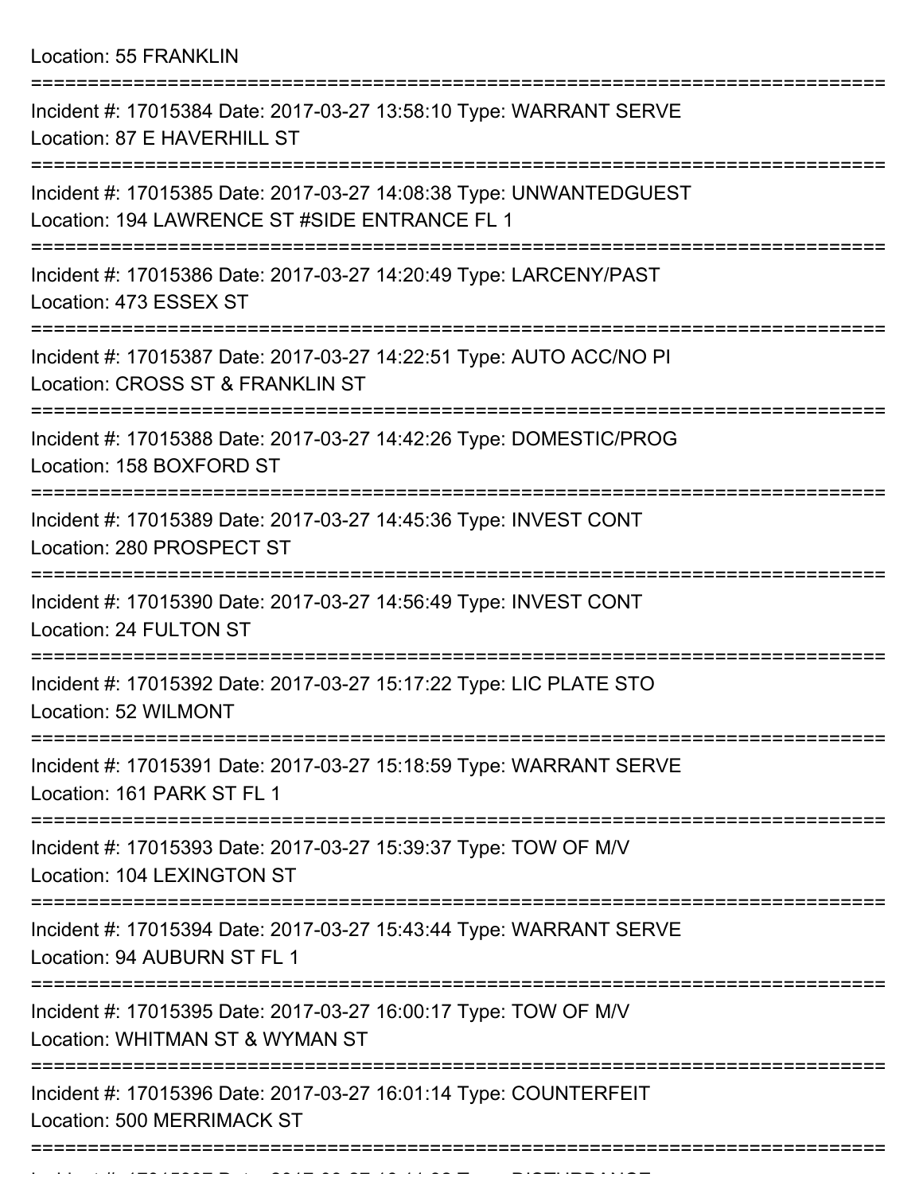Location: 55 FRANKLIN

===========================================================================

Incident #: 17015384 Date: 2017-03-27 13:58:10 Type: WARRANT SERVE
Location: 87 E HAVERHILL ST

===========================================================================

Incident #: 17015385 Date: 2017-03-27 14:08:38 Type: UNWANTEDGUEST
Location: 194 LAWRENCE ST #SIDE ENTRANCE FL 1

===========================================================================

Incident #: 17015386 Date: 2017-03-27 14:20:49 Type: LARCENY/PAST
Location: 473 ESSEX ST

===========================================================================

Incident #: 17015387 Date: 2017-03-27 14:22:51 Type: AUTO ACC/NO PI
Location: CROSS ST & FRANKLIN ST

===========================================================================

Incident #: 17015388 Date: 2017-03-27 14:42:26 Type: DOMESTIC/PROG
Location: 158 BOXFORD ST

===========================================================================

Incident #: 17015389 Date: 2017-03-27 14:45:36 Type: INVEST CONT
Location: 280 PROSPECT ST

===========================================================================

Incident #: 17015390 Date: 2017-03-27 14:56:49 Type: INVEST CONT
Location: 24 FULTON ST

===========================================================================

Incident #: 17015392 Date: 2017-03-27 15:17:22 Type: LIC PLATE STO
Location: 52 WILMONT

===========================================================================

Incident #: 17015391 Date: 2017-03-27 15:18:59 Type: WARRANT SERVE
Location: 161 PARK ST FL 1

===========================================================================

Incident #: 17015393 Date: 2017-03-27 15:39:37 Type: TOW OF M/V
Location: 104 LEXINGTON ST

===========================================================================

Incident #: 17015394 Date: 2017-03-27 15:43:44 Type: WARRANT SERVE
Location: 94 AUBURN ST FL 1

===========================================================================

Incident #: 17015395 Date: 2017-03-27 16:00:17 Type: TOW OF M/V
Location: WHITMAN ST & WYMAN ST

===========================================================================

Incident #: 17015396 Date: 2017-03-27 16:01:14 Type: COUNTERFEIT
Location: 500 MERRIMACK ST

===========================================================================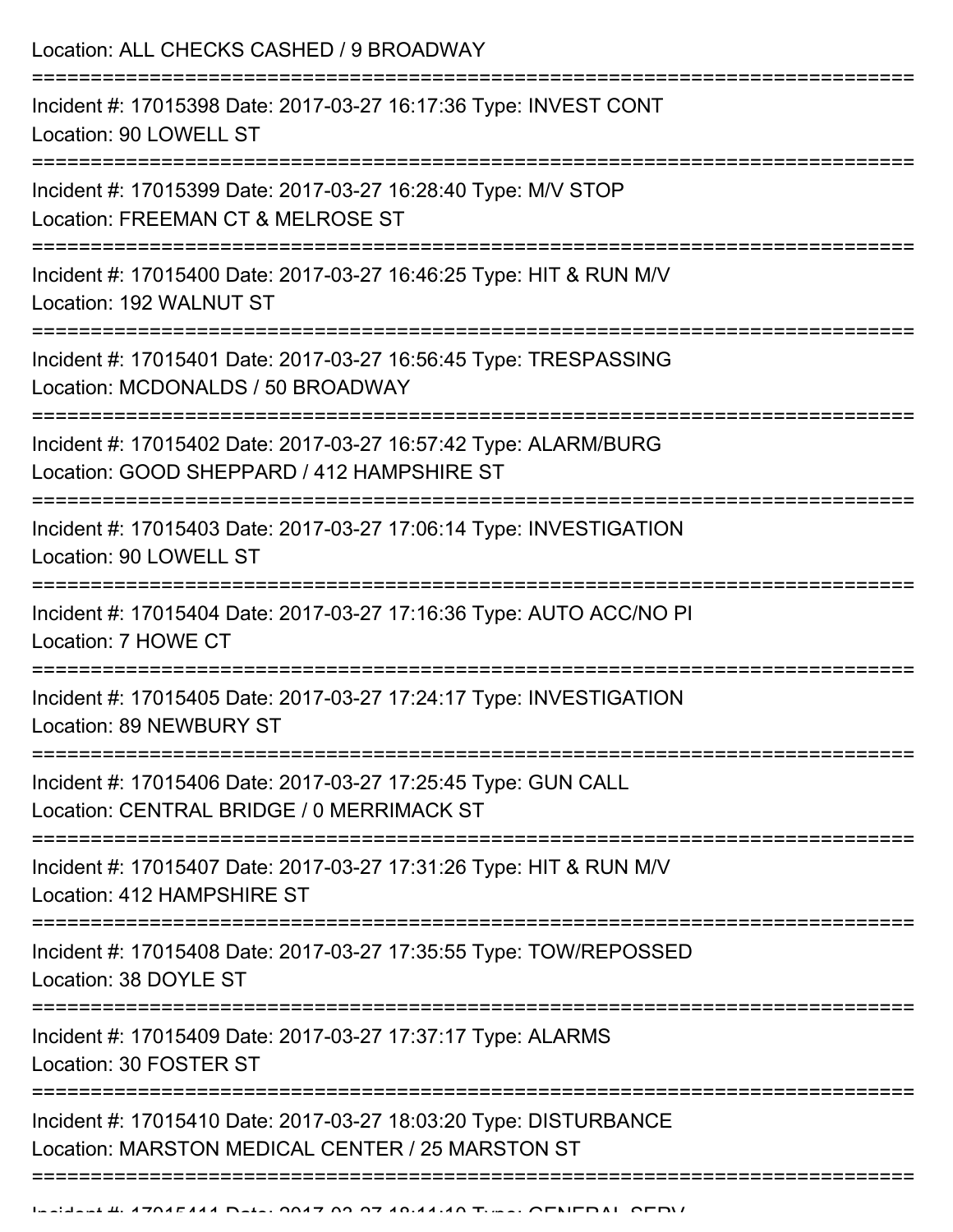Location: ALL CHECKS CASHED / 9 BROADWAY

===========================================================================

Incident #: 17015398 Date: 2017-03-27 16:17:36 Type: INVEST CONT
Location: 90 LOWELL ST

===========================================================================

Incident #: 17015399 Date: 2017-03-27 16:28:40 Type: M/V STOP
Location: FREEMAN CT & MELROSE ST

===========================================================================

Incident #: 17015400 Date: 2017-03-27 16:46:25 Type: HIT & RUN M/V
Location: 192 WALNUT ST

===========================================================================

Incident #: 17015401 Date: 2017-03-27 16:56:45 Type: TRESPASSING
Location: MCDONALDS / 50 BROADWAY

===========================================================================

Incident #: 17015402 Date: 2017-03-27 16:57:42 Type: ALARM/BURG
Location: GOOD SHEPPARD / 412 HAMPSHIRE ST

===========================================================================

Incident #: 17015403 Date: 2017-03-27 17:06:14 Type: INVESTIGATION
Location: 90 LOWELL ST

===========================================================================

Incident #: 17015404 Date: 2017-03-27 17:16:36 Type: AUTO ACC/NO PI
Location: 7 HOWE CT

===========================================================================

Incident #: 17015405 Date: 2017-03-27 17:24:17 Type: INVESTIGATION
Location: 89 NEWBURY ST

===========================================================================

Incident #: 17015406 Date: 2017-03-27 17:25:45 Type: GUN CALL
Location: CENTRAL BRIDGE / 0 MERRIMACK ST

===========================================================================

Incident #: 17015407 Date: 2017-03-27 17:31:26 Type: HIT & RUN M/V
Location: 412 HAMPSHIRE ST

===========================================================================

Incident #: 17015408 Date: 2017-03-27 17:35:55 Type: TOW/REPOSSED
Location: 38 DOYLE ST

===========================================================================

Incident #: 17015409 Date: 2017-03-27 17:37:17 Type: ALARMS
Location: 30 FOSTER ST

===========================================================================

Incident #: 17015410 Date: 2017-03-27 18:03:20 Type: DISTURBANCE
Location: MARSTON MEDICAL CENTER / 25 MARSTON ST

===========================================================================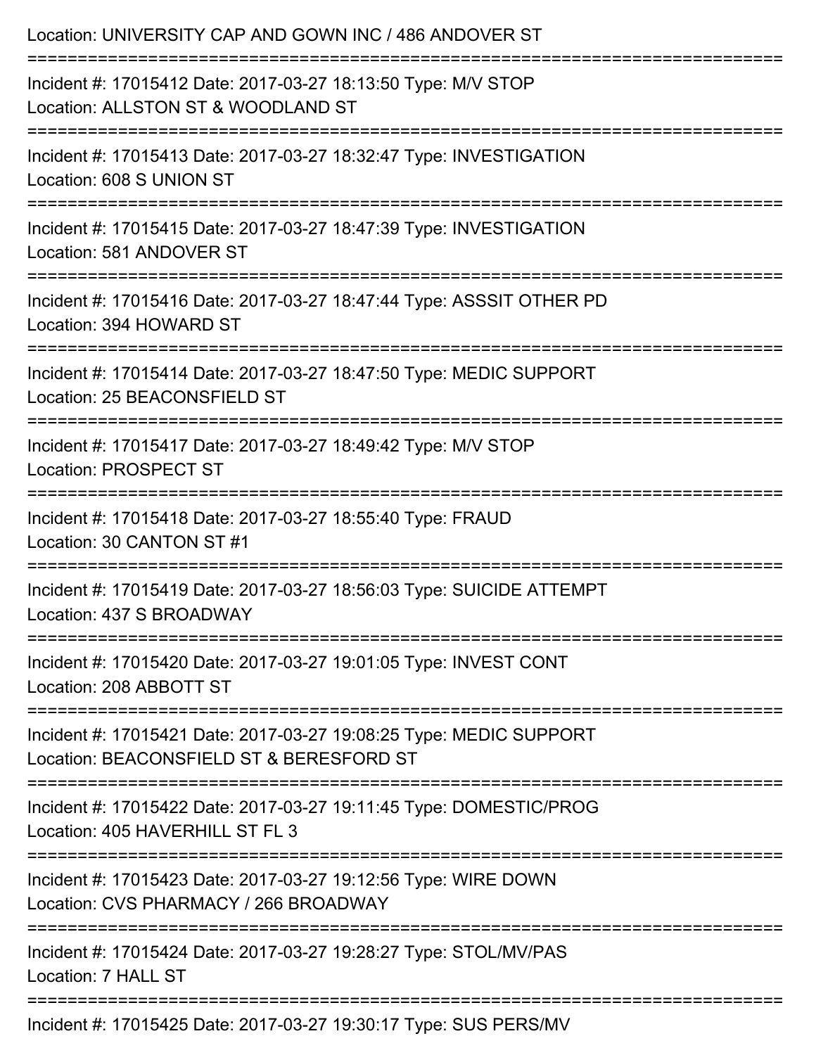Location: UNIVERSITY CAP AND GOWN INC / 486 ANDOVER ST

===========================================================================

Incident #: 17015412 Date: 2017-03-27 18:13:50 Type: M/V STOP
Location: ALLSTON ST & WOODLAND ST

===========================================================================

Incident #: 17015413 Date: 2017-03-27 18:32:47 Type: INVESTIGATION
Location: 608 S UNION ST

===========================================================================

Incident #: 17015415 Date: 2017-03-27 18:47:39 Type: INVESTIGATION
Location: 581 ANDOVER ST

===========================================================================

Incident #: 17015416 Date: 2017-03-27 18:47:44 Type: ASSSIT OTHER PD
Location: 394 HOWARD ST

===========================================================================

Incident #: 17015414 Date: 2017-03-27 18:47:50 Type: MEDIC SUPPORT
Location: 25 BEACONSFIELD ST

===========================================================================

Incident #: 17015417 Date: 2017-03-27 18:49:42 Type: M/V STOP
Location: PROSPECT ST

===========================================================================

Incident #: 17015418 Date: 2017-03-27 18:55:40 Type: FRAUD
Location: 30 CANTON ST #1

===========================================================================

Incident #: 17015419 Date: 2017-03-27 18:56:03 Type: SUICIDE ATTEMPT
Location: 437 S BROADWAY

===========================================================================

Incident #: 17015420 Date: 2017-03-27 19:01:05 Type: INVEST CONT
Location: 208 ABBOTT ST

===========================================================================

Incident #: 17015421 Date: 2017-03-27 19:08:25 Type: MEDIC SUPPORT
Location: BEACONSFIELD ST & BERESFORD ST

===========================================================================

Incident #: 17015422 Date: 2017-03-27 19:11:45 Type: DOMESTIC/PROG
Location: 405 HAVERHILL ST FL 3

===========================================================================

Incident #: 17015423 Date: 2017-03-27 19:12:56 Type: WIRE DOWN
Location: CVS PHARMACY / 266 BROADWAY

===========================================================================

Incident #: 17015424 Date: 2017-03-27 19:28:27 Type: STOL/MV/PAS
Location: 7 HALL ST

===========================================================================

Incident #: 17015425 Date: 2017-03-27 19:30:17 Type: SUS PERS/MV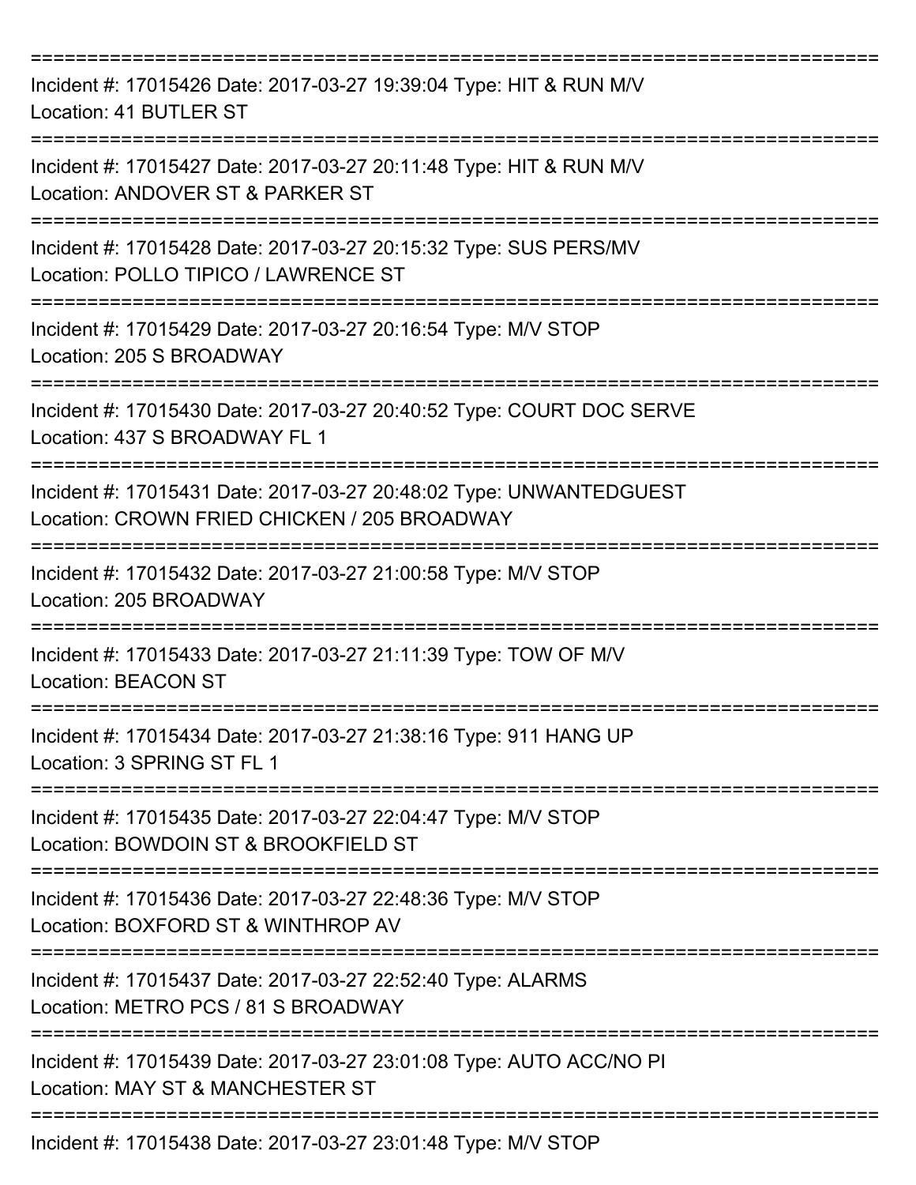===========================================================================

Incident #: 17015426 Date: 2017-03-27 19:39:04 Type: HIT & RUN M/V
Location: 41 BUTLER ST

===========================================================================

Incident #: 17015427 Date: 2017-03-27 20:11:48 Type: HIT & RUN M/V
Location: ANDOVER ST & PARKER ST

===========================================================================

Incident #: 17015428 Date: 2017-03-27 20:15:32 Type: SUS PERS/MV
Location: POLLO TIPICO / LAWRENCE ST

===========================================================================

Incident #: 17015429 Date: 2017-03-27 20:16:54 Type: M/V STOP
Location: 205 S BROADWAY

===========================================================================

Incident #: 17015430 Date: 2017-03-27 20:40:52 Type: COURT DOC SERVE
Location: 437 S BROADWAY FL 1

===========================================================================

Incident #: 17015431 Date: 2017-03-27 20:48:02 Type: UNWANTEDGUEST
Location: CROWN FRIED CHICKEN / 205 BROADWAY

===========================================================================

Incident #: 17015432 Date: 2017-03-27 21:00:58 Type: M/V STOP
Location: 205 BROADWAY

===========================================================================

Incident #: 17015433 Date: 2017-03-27 21:11:39 Type: TOW OF M/V
Location: BEACON ST

===========================================================================

Incident #: 17015434 Date: 2017-03-27 21:38:16 Type: 911 HANG UP
Location: 3 SPRING ST FL 1

===========================================================================

Incident #: 17015435 Date: 2017-03-27 22:04:47 Type: M/V STOP
Location: BOWDOIN ST & BROOKFIELD ST

===========================================================================

Incident #: 17015436 Date: 2017-03-27 22:48:36 Type: M/V STOP
Location: BOXFORD ST & WINTHROP AV

===========================================================================

Incident #: 17015437 Date: 2017-03-27 22:52:40 Type: ALARMS
Location: METRO PCS / 81 S BROADWAY

===========================================================================

Incident #: 17015439 Date: 2017-03-27 23:01:08 Type: AUTO ACC/NO PI
Location: MAY ST & MANCHESTER ST

===========================================================================

Incident #: 17015438 Date: 2017-03-27 23:01:48 Type: M/V STOP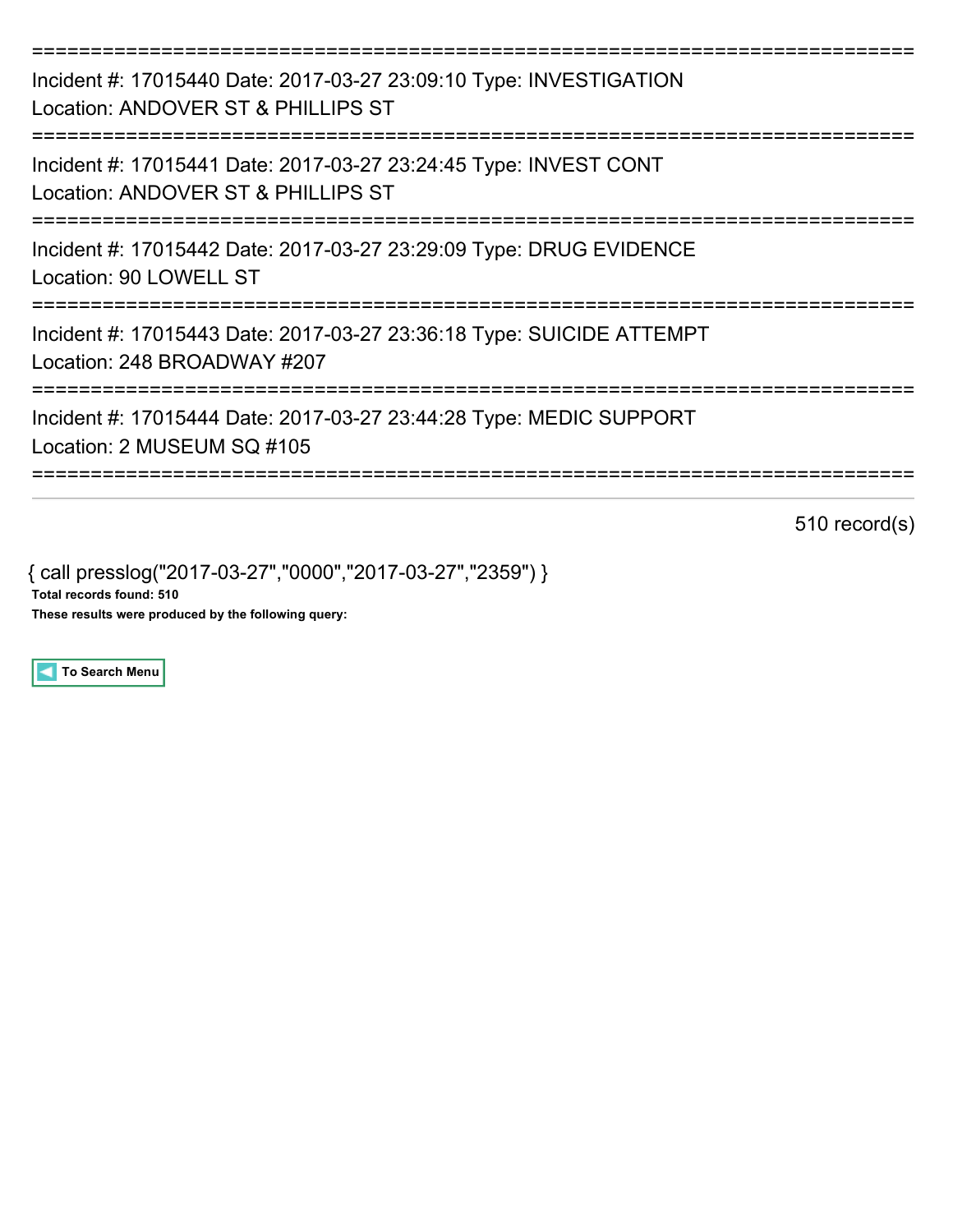===========================================================================

Incident #: 17015440 Date: 2017-03-27 23:09:10 Type: INVESTIGATION
Location: ANDOVER ST & PHILLIPS ST

===========================================================================

Incident #: 17015441 Date: 2017-03-27 23:24:45 Type: INVEST CONT
Location: ANDOVER ST & PHILLIPS ST

===========================================================================

Incident #: 17015442 Date: 2017-03-27 23:29:09 Type: DRUG EVIDENCE
Location: 90 LOWELL ST

===========================================================================

Incident #: 17015443 Date: 2017-03-27 23:36:18 Type: SUICIDE ATTEMPT
Location: 248 BROADWAY #207

===========================================================================

Incident #: 17015444 Date: 2017-03-27 23:44:28 Type: MEDIC SUPPORT
Location: 2 MUSEUM SQ #105

===========================================================================

510 record(s)

{ call presslog("2017-03-27","0000","2017-03-27","2359") }

**Total records found: 510**

**These results were produced by the following query:**

**To Search Menu**